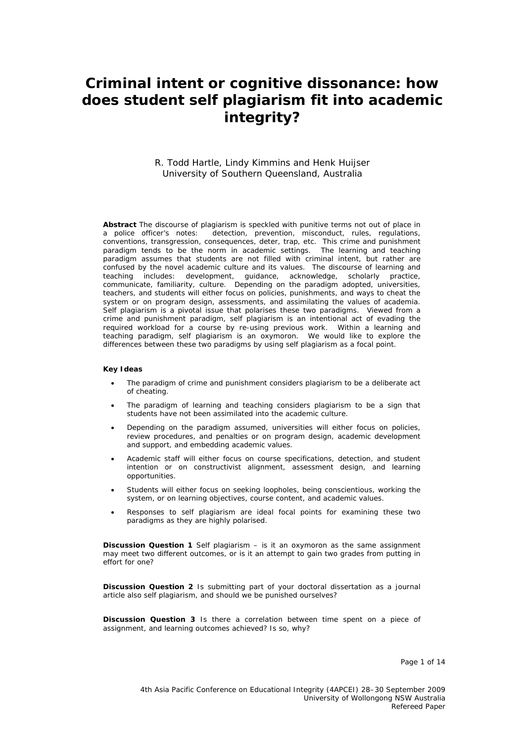# Criminal intent or cognitive dissonance: how does student self plagiarism fit into academic integrity?

R. Todd Hartle, Lindy Kimmins and Henk Huijser
University of Southern Queensland, Australia

**Abstract** The discourse of plagiarism is speckled with punitive terms not out of place in a police officer's notes: detection, prevention, misconduct, rules, regulations, conventions, transgression, consequences, deter, trap, etc. This crime and punishment paradigm tends to be the norm in academic settings. The learning and teaching paradigm assumes that students are not filled with criminal intent, but rather are confused by the novel academic culture and its values. The discourse of learning and teaching includes: development, guidance, acknowledge, scholarly practice, communicate, familiarity, culture. Depending on the paradigm adopted, universities, teachers, and students will either focus on policies, punishments, and ways to cheat the system or on program design, assessments, and assimilating the values of academia. Self plagiarism is a pivotal issue that polarises these two paradigms. Viewed from a crime and punishment paradigm, self plagiarism is an intentional act of evading the required workload for a course by re-using previous work. Within a learning and teaching paradigm, self plagiarism is an oxymoron. We would like to explore the differences between these two paradigms by using self plagiarism as a focal point.

**Key Ideas**

- The paradigm of crime and punishment considers plagiarism to be a deliberate act of cheating.
- The paradigm of learning and teaching considers plagiarism to be a sign that students have not been assimilated into the academic culture.
- Depending on the paradigm assumed, universities will either focus on policies, review procedures, and penalties or on program design, academic development and support, and embedding academic values.
- Academic staff will either focus on course specifications, detection, and student intention or on constructivist alignment, assessment design, and learning opportunities.
- Students will either focus on seeking loopholes, being conscientious, working the system, or on learning objectives, course content, and academic values.
- Responses to self plagiarism are ideal focal points for examining these two paradigms as they are highly polarised.

**Discussion Question 1** Self plagiarism – is it an oxymoron as the same assignment may meet two different outcomes, or is it an attempt to gain two grades from putting in effort for one?

**Discussion Question 2** Is submitting part of your doctoral dissertation as a journal article also self plagiarism, and should we be punished ourselves?

**Discussion Question 3** Is there a correlation between time spent on a piece of assignment, and learning outcomes achieved? Is so, why?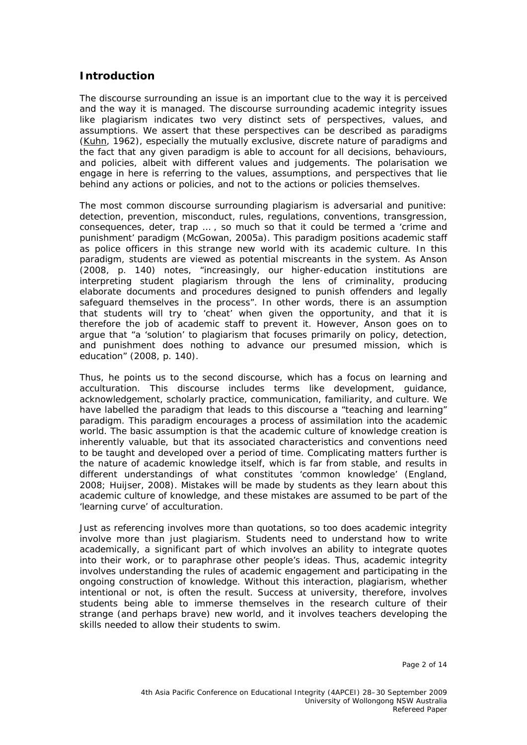## Introduction

The discourse surrounding an issue is an important clue to the way it is perceived and the way it is managed. The discourse surrounding academic integrity issues like plagiarism indicates two very distinct sets of perspectives, values, and assumptions. We assert that these perspectives can be described as paradigms (Kuhn, 1962), especially the mutually exclusive, discrete nature of paradigms and the fact that any given paradigm is able to account for all decisions, behaviours, and policies, albeit with different values and judgements. The polarisation we engage in here is referring to the values, assumptions, and perspectives that lie behind any actions or policies, and not to the actions or policies themselves.

The most common discourse surrounding plagiarism is adversarial and punitive: detection, prevention, misconduct, rules, regulations, conventions, transgression, consequences, deter, trap … , so much so that it could be termed a 'crime and punishment' paradigm (McGowan, 2005a). This paradigm positions academic staff as police officers in this strange new world with its academic culture. In this paradigm, students are viewed as potential miscreants in the system. As Anson (2008, p. 140) notes, "increasingly, our higher-education institutions are interpreting student plagiarism through the lens of criminality, producing elaborate documents and procedures designed to punish offenders and legally safeguard themselves in the process". In other words, there is an assumption that students will try to 'cheat' when given the opportunity, and that it is therefore the job of academic staff to prevent it. However, Anson goes on to argue that "a 'solution' to plagiarism that focuses primarily on policy, detection, and punishment does nothing to advance our presumed mission, which is education" (2008, p. 140).

Thus, he points us to the second discourse, which has a focus on learning and acculturation. This discourse includes terms like development, guidance, acknowledgement, scholarly practice, communication, familiarity, and culture. We have labelled the paradigm that leads to this discourse a "teaching and learning" paradigm. This paradigm encourages a process of assimilation into the academic world. The basic assumption is that the academic culture of knowledge creation is inherently valuable, but that its associated characteristics and conventions need to be taught and developed over a period of time. Complicating matters further is the nature of academic knowledge itself, which is far from stable, and results in different understandings of what constitutes 'common knowledge' (England, 2008; Huijser, 2008). Mistakes will be made by students as they learn about this academic culture of knowledge, and these mistakes are assumed to be part of the 'learning curve' of acculturation.

Just as referencing involves more than quotations, so too does academic integrity involve more than just plagiarism. Students need to understand how to write academically, a significant part of which involves an ability to integrate quotes into their work, or to paraphrase other people's ideas. Thus, academic integrity involves understanding the rules of academic engagement and participating in the ongoing construction of knowledge. Without this interaction, plagiarism, whether intentional or not, is often the result. Success at university, therefore, involves students being able to immerse themselves in the research culture of their strange (and perhaps brave) new world, and it involves teachers developing the skills needed to allow their students to swim.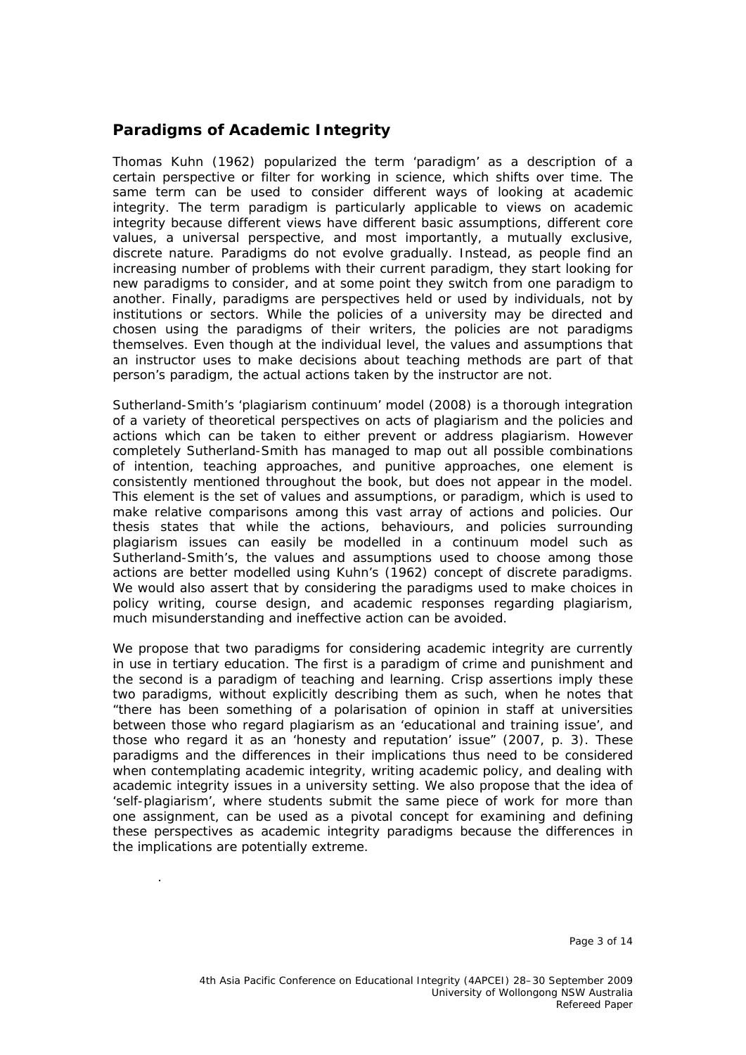## Paradigms of Academic Integrity

Thomas Kuhn (1962) popularized the term 'paradigm' as a description of a certain perspective or filter for working in science, which shifts over time. The same term can be used to consider different ways of looking at academic integrity. The term paradigm is particularly applicable to views on academic integrity because different views have different basic assumptions, different core values, a universal perspective, and most importantly, a mutually exclusive, discrete nature. Paradigms do not evolve gradually. Instead, as people find an increasing number of problems with their current paradigm, they start looking for new paradigms to consider, and at some point they switch from one paradigm to another. Finally, paradigms are perspectives held or used by individuals, not by institutions or sectors. While the policies of a university may be directed and chosen using the paradigms of their writers, the policies are not paradigms themselves. Even though at the individual level, the values and assumptions that an instructor uses to make decisions about teaching methods are part of that person's paradigm, the actual actions taken by the instructor are not.

Sutherland-Smith's 'plagiarism continuum' model (2008) is a thorough integration of a variety of theoretical perspectives on acts of plagiarism and the policies and actions which can be taken to either prevent or address plagiarism. However completely Sutherland-Smith has managed to map out all possible combinations of intention, teaching approaches, and punitive approaches, one element is consistently mentioned throughout the book, but does not appear in the model. This element is the set of values and assumptions, or paradigm, which is used to make relative comparisons among this vast array of actions and policies. Our thesis states that while the actions, behaviours, and policies surrounding plagiarism issues can easily be modelled in a continuum model such as Sutherland-Smith's, the values and assumptions used to choose among those actions are better modelled using Kuhn's (1962) concept of discrete paradigms. We would also assert that by considering the paradigms used to make choices in policy writing, course design, and academic responses regarding plagiarism, much misunderstanding and ineffective action can be avoided.

We propose that two paradigms for considering academic integrity are currently in use in tertiary education. The first is a paradigm of crime and punishment and the second is a paradigm of teaching and learning. Crisp assertions imply these two paradigms, without explicitly describing them as such, when he notes that "there has been something of a polarisation of opinion in staff at universities between those who regard plagiarism as an 'educational and training issue', and those who regard it as an 'honesty and reputation' issue" (2007, p. 3). These paradigms and the differences in their implications thus need to be considered when contemplating academic integrity, writing academic policy, and dealing with academic integrity issues in a university setting. We also propose that the idea of 'self-plagiarism', where students submit the same piece of work for more than one assignment, can be used as a pivotal concept for examining and defining these perspectives as academic integrity paradigms because the differences in the implications are potentially extreme.

.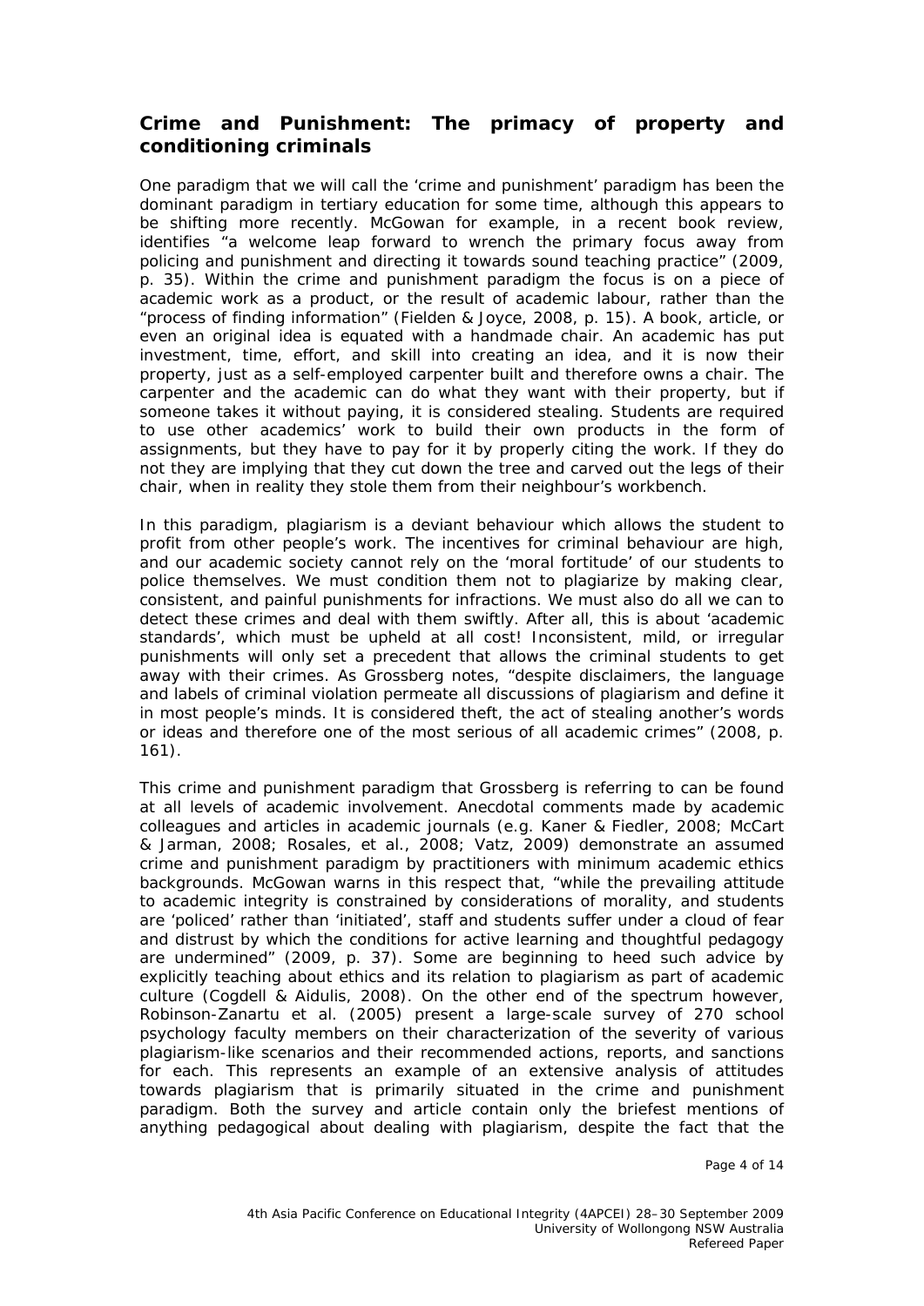## Crime and Punishment: The primacy of property and conditioning criminals

One paradigm that we will call the 'crime and punishment' paradigm has been the dominant paradigm in tertiary education for some time, although this appears to be shifting more recently. McGowan for example, in a recent book review, identifies "a welcome leap forward to wrench the primary focus away from policing and punishment and directing it towards sound teaching practice" (2009, p. 35). Within the crime and punishment paradigm the focus is on a piece of academic work as a product, or the result of academic labour, rather than the "process of finding information" (Fielden & Joyce, 2008, p. 15). A book, article, or even an original idea is equated with a handmade chair. An academic has put investment, time, effort, and skill into creating an idea, and it is now their property, just as a self-employed carpenter built and therefore owns a chair. The carpenter and the academic can do what they want with their property, but if someone takes it without paying, it is considered stealing. Students are required to use other academics' work to build their own products in the form of assignments, but they have to pay for it by properly citing the work. If they do not they are implying that they cut down the tree and carved out the legs of their chair, when in reality they stole them from their neighbour's workbench.

In this paradigm, plagiarism is a deviant behaviour which allows the student to profit from other people's work. The incentives for criminal behaviour are high, and our academic society cannot rely on the 'moral fortitude' of our students to police themselves. We must condition them not to plagiarize by making clear, consistent, and painful punishments for infractions. We must also do all we can to detect these crimes and deal with them swiftly. After all, this is about 'academic standards', which must be upheld at all cost! Inconsistent, mild, or irregular punishments will only set a precedent that allows the criminal students to get away with their crimes. As Grossberg notes, "despite disclaimers, the language and labels of criminal violation permeate all discussions of plagiarism and define it in most people's minds. It is considered theft, the act of stealing another's words or ideas and therefore one of the most serious of all academic crimes" (2008, p. 161).

This crime and punishment paradigm that Grossberg is referring to can be found at all levels of academic involvement. Anecdotal comments made by academic colleagues and articles in academic journals (e.g. Kaner & Fiedler, 2008; McCart & Jarman, 2008; Rosales, et al., 2008; Vatz, 2009) demonstrate an assumed crime and punishment paradigm by practitioners with minimum academic ethics backgrounds. McGowan warns in this respect that, "while the prevailing attitude to academic integrity is constrained by considerations of morality, and students are 'policed' rather than 'initiated', staff and students suffer under a cloud of fear and distrust by which the conditions for active learning and thoughtful pedagogy are undermined" (2009, p. 37). Some are beginning to heed such advice by explicitly teaching about ethics and its relation to plagiarism as part of academic culture (Cogdell & Aidulis, 2008). On the other end of the spectrum however, Robinson-Zanartu et al. (2005) present a large-scale survey of 270 school psychology faculty members on their characterization of the severity of various plagiarism-like scenarios and their recommended actions, reports, and sanctions for each. This represents an example of an extensive analysis of attitudes towards plagiarism that is primarily situated in the crime and punishment paradigm. Both the survey and article contain only the briefest mentions of anything pedagogical about dealing with plagiarism, despite the fact that the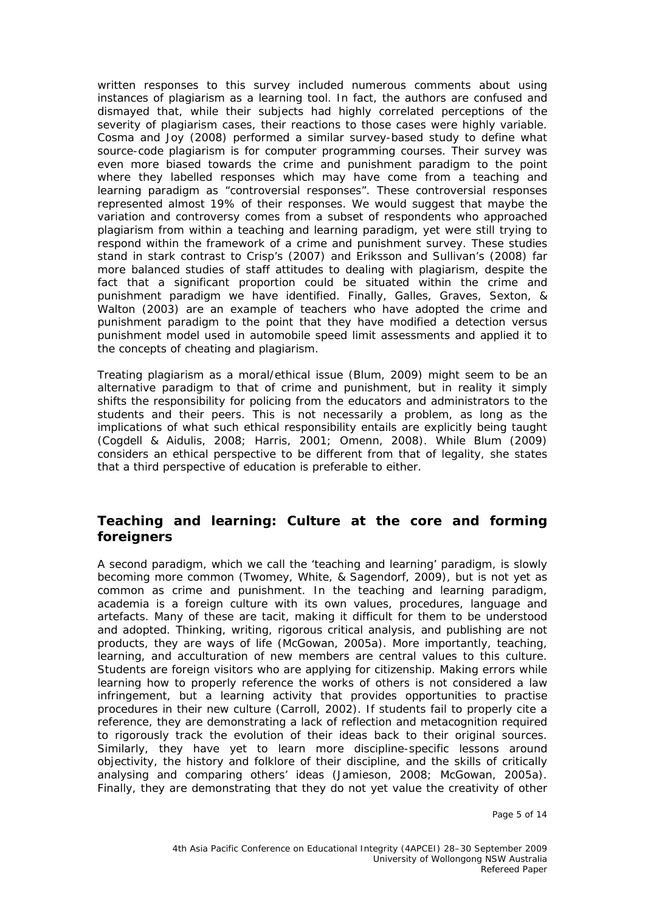written responses to this survey included numerous comments about using instances of plagiarism as a learning tool. In fact, the authors are confused and dismayed that, while their subjects had highly correlated perceptions of the severity of plagiarism cases, their reactions to those cases were highly variable. Cosma and Joy (2008) performed a similar survey-based study to define what source-code plagiarism is for computer programming courses. Their survey was even more biased towards the crime and punishment paradigm to the point where they labelled responses which may have come from a teaching and learning paradigm as "controversial responses". These controversial responses represented almost 19% of their responses. We would suggest that maybe the variation and controversy comes from a subset of respondents who approached plagiarism from within a teaching and learning paradigm, yet were still trying to respond within the framework of a crime and punishment survey. These studies stand in stark contrast to Crisp's (2007) and Eriksson and Sullivan's (2008) far more balanced studies of staff attitudes to dealing with plagiarism, despite the fact that a significant proportion could be situated within the crime and punishment paradigm we have identified. Finally, Galles, Graves, Sexton, & Walton (2003) are an example of teachers who have adopted the crime and punishment paradigm to the point that they have modified a detection versus punishment model used in automobile speed limit assessments and applied it to the concepts of cheating and plagiarism.

Treating plagiarism as a moral/ethical issue (Blum, 2009) might seem to be an alternative paradigm to that of crime and punishment, but in reality it simply shifts the responsibility for policing from the educators and administrators to the students and their peers. This is not necessarily a problem, as long as the implications of what such ethical responsibility entails are explicitly being taught (Cogdell & Aidulis, 2008; Harris, 2001; Omenn, 2008). While Blum (2009) considers an ethical perspective to be different from that of legality, she states that a third perspective of education is preferable to either.

## Teaching and learning: Culture at the core and forming foreigners

A second paradigm, which we call the 'teaching and learning' paradigm, is slowly becoming more common (Twomey, White, & Sagendorf, 2009), but is not yet as common as crime and punishment. In the teaching and learning paradigm, academia is a foreign culture with its own values, procedures, language and artefacts. Many of these are tacit, making it difficult for them to be understood and adopted. Thinking, writing, rigorous critical analysis, and publishing are not products, they are ways of life (McGowan, 2005a). More importantly, teaching, learning, and acculturation of new members are central values to this culture. Students are foreign visitors who are applying for citizenship. Making errors while learning how to properly reference the works of others is not considered a law infringement, but a learning activity that provides opportunities to practise procedures in their new culture (Carroll, 2002). If students fail to properly cite a reference, they are demonstrating a lack of reflection and metacognition required to rigorously track the evolution of their ideas back to their original sources. Similarly, they have yet to learn more discipline-specific lessons around objectivity, the history and folklore of their discipline, and the skills of critically analysing and comparing others' ideas (Jamieson, 2008; McGowan, 2005a). Finally, they are demonstrating that they do not yet value the creativity of other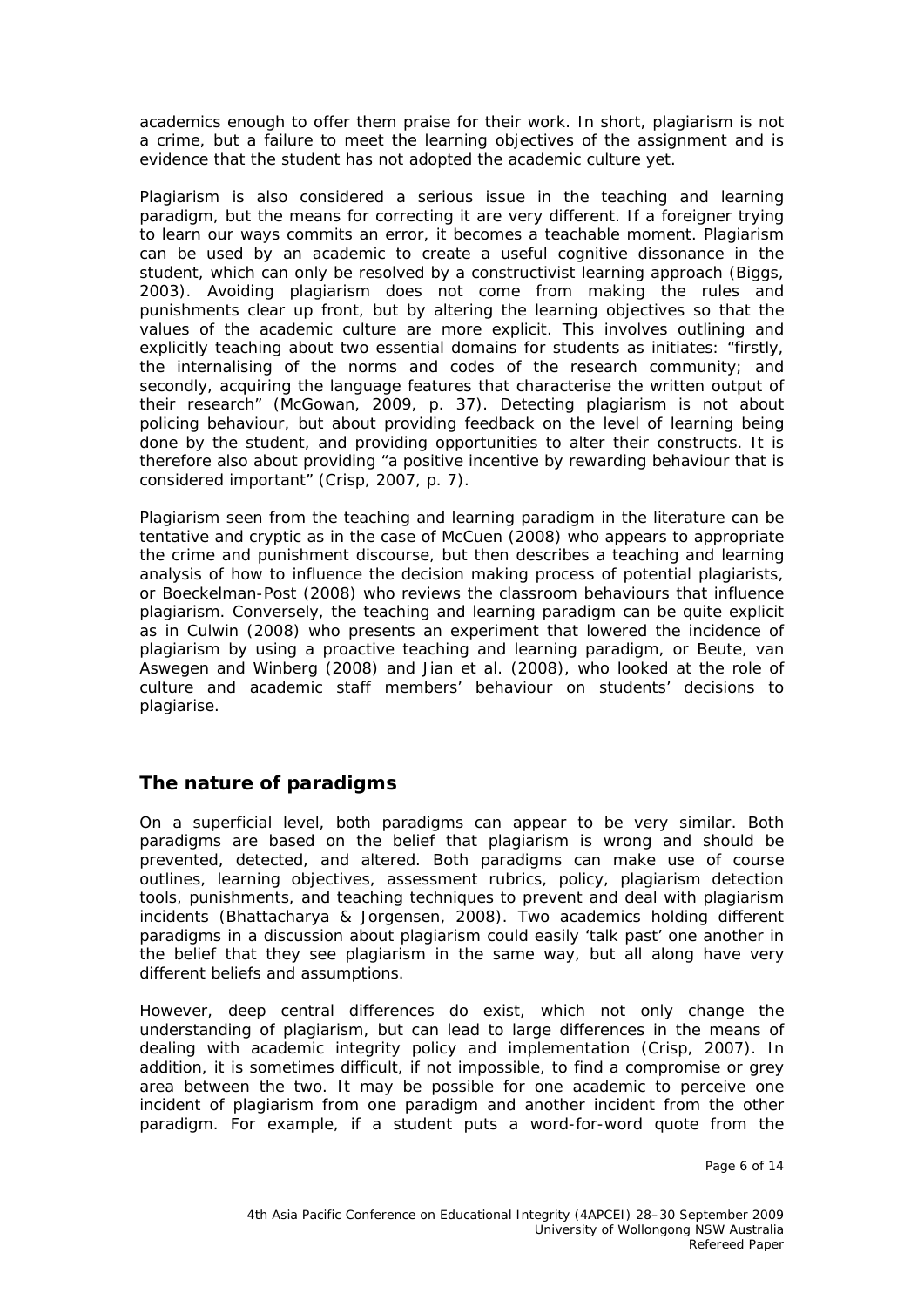academics enough to offer them praise for their work. In short, plagiarism is not a crime, but a failure to meet the learning objectives of the assignment and is evidence that the student has not adopted the academic culture yet.

Plagiarism is also considered a serious issue in the teaching and learning paradigm, but the means for correcting it are very different. If a foreigner trying to learn our ways commits an error, it becomes a teachable moment. Plagiarism can be used by an academic to create a useful cognitive dissonance in the student, which can only be resolved by a constructivist learning approach (Biggs, 2003). Avoiding plagiarism does not come from making the rules and punishments clear up front, but by altering the learning objectives so that the values of the academic culture are more explicit. This involves outlining and explicitly teaching about two essential domains for students as initiates: "firstly, the internalising of the norms and codes of the research community; and secondly, acquiring the language features that characterise the written output of their research" (McGowan, 2009, p. 37). Detecting plagiarism is not about policing behaviour, but about providing feedback on the level of learning being done by the student, and providing opportunities to alter their constructs. It is therefore also about providing "a positive incentive by rewarding behaviour that is considered important" (Crisp, 2007, p. 7).

Plagiarism seen from the teaching and learning paradigm in the literature can be tentative and cryptic as in the case of McCuen (2008) who appears to appropriate the crime and punishment discourse, but then describes a teaching and learning analysis of how to influence the decision making process of potential plagiarists, or Boeckelman-Post (2008) who reviews the classroom behaviours that influence plagiarism. Conversely, the teaching and learning paradigm can be quite explicit as in Culwin (2008) who presents an experiment that lowered the incidence of plagiarism by using a proactive teaching and learning paradigm, or Beute, van Aswegen and Winberg (2008) and Jian et al. (2008), who looked at the role of culture and academic staff members' behaviour on students' decisions to plagiarise.

## The nature of paradigms

On a superficial level, both paradigms can appear to be very similar. Both paradigms are based on the belief that plagiarism is wrong and should be prevented, detected, and altered. Both paradigms can make use of course outlines, learning objectives, assessment rubrics, policy, plagiarism detection tools, punishments, and teaching techniques to prevent and deal with plagiarism incidents (Bhattacharya & Jorgensen, 2008). Two academics holding different paradigms in a discussion about plagiarism could easily 'talk past' one another in the belief that they see plagiarism in the same way, but all along have very different beliefs and assumptions.

However, deep central differences do exist, which not only change the understanding of plagiarism, but can lead to large differences in the means of dealing with academic integrity policy and implementation (Crisp, 2007). In addition, it is sometimes difficult, if not impossible, to find a compromise or grey area between the two. It may be possible for one academic to perceive one incident of plagiarism from one paradigm and another incident from the other paradigm. For example, if a student puts a word-for-word quote from the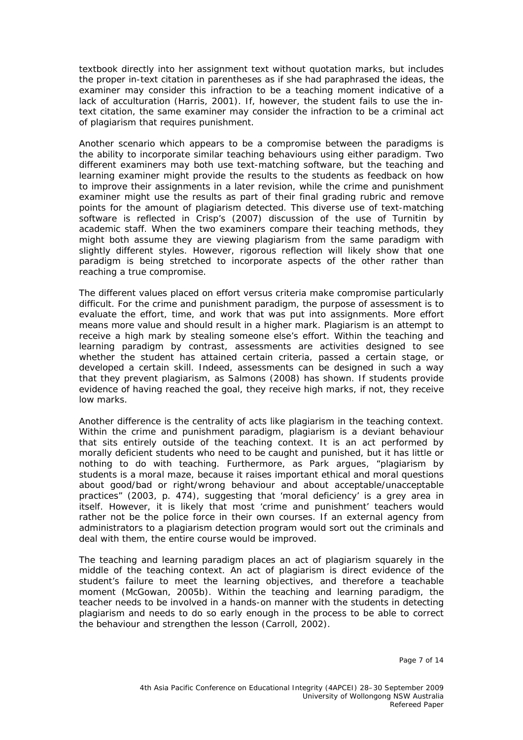textbook directly into her assignment text without quotation marks, but includes the proper in-text citation in parentheses as if she had paraphrased the ideas, the examiner may consider this infraction to be a teaching moment indicative of a lack of acculturation (Harris, 2001). If, however, the student fails to use the in-text citation, the same examiner may consider the infraction to be a criminal act of plagiarism that requires punishment.

Another scenario which appears to be a compromise between the paradigms is the ability to incorporate similar teaching behaviours using either paradigm. Two different examiners may both use text-matching software, but the teaching and learning examiner might provide the results to the students as feedback on how to improve their assignments in a later revision, while the crime and punishment examiner might use the results as part of their final grading rubric and remove points for the amount of plagiarism detected. This diverse use of text-matching software is reflected in Crisp's (2007) discussion of the use of Turnitin by academic staff. When the two examiners compare their teaching methods, they might both assume they are viewing plagiarism from the same paradigm with slightly different styles. However, rigorous reflection will likely show that one paradigm is being stretched to incorporate aspects of the other rather than reaching a true compromise.

The different values placed on effort versus criteria make compromise particularly difficult. For the crime and punishment paradigm, the purpose of assessment is to evaluate the effort, time, and work that was put into assignments. More effort means more value and should result in a higher mark. Plagiarism is an attempt to receive a high mark by stealing someone else's effort. Within the teaching and learning paradigm by contrast, assessments are activities designed to see whether the student has attained certain criteria, passed a certain stage, or developed a certain skill. Indeed, assessments can be designed in such a way that they prevent plagiarism, as Salmons (2008) has shown. If students provide evidence of having reached the goal, they receive high marks, if not, they receive low marks.

Another difference is the centrality of acts like plagiarism in the teaching context. Within the crime and punishment paradigm, plagiarism is a deviant behaviour that sits entirely outside of the teaching context. It is an act performed by morally deficient students who need to be caught and punished, but it has little or nothing to do with teaching. Furthermore, as Park argues, "plagiarism by students is a moral maze, because it raises important ethical and moral questions about good/bad or right/wrong behaviour and about acceptable/unacceptable practices" (2003, p. 474), suggesting that 'moral deficiency' is a grey area in itself. However, it is likely that most 'crime and punishment' teachers would rather not be the police force in their own courses. If an external agency from administrators to a plagiarism detection program would sort out the criminals and deal with them, the entire course would be improved.

The teaching and learning paradigm places an act of plagiarism squarely in the middle of the teaching context. An act of plagiarism is direct evidence of the student's failure to meet the learning objectives, and therefore a teachable moment (McGowan, 2005b). Within the teaching and learning paradigm, the teacher needs to be involved in a hands-on manner with the students in detecting plagiarism and needs to do so early enough in the process to be able to correct the behaviour and strengthen the lesson (Carroll, 2002).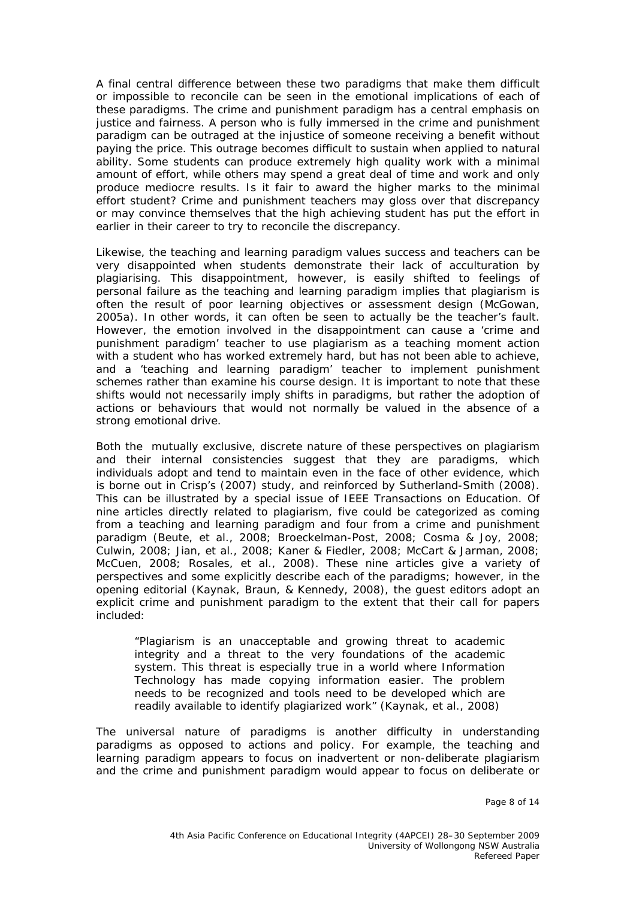A final central difference between these two paradigms that make them difficult or impossible to reconcile can be seen in the emotional implications of each of these paradigms. The crime and punishment paradigm has a central emphasis on justice and fairness. A person who is fully immersed in the crime and punishment paradigm can be outraged at the injustice of someone receiving a benefit without paying the price. This outrage becomes difficult to sustain when applied to natural ability. Some students can produce extremely high quality work with a minimal amount of effort, while others may spend a great deal of time and work and only produce mediocre results. Is it fair to award the higher marks to the minimal effort student? Crime and punishment teachers may gloss over that discrepancy or may convince themselves that the high achieving student has put the effort in earlier in their career to try to reconcile the discrepancy.

Likewise, the teaching and learning paradigm values success and teachers can be very disappointed when students demonstrate their lack of acculturation by plagiarising. This disappointment, however, is easily shifted to feelings of personal failure as the teaching and learning paradigm implies that plagiarism is often the result of poor learning objectives or assessment design (McGowan, 2005a). In other words, it can often be seen to actually be the teacher's fault. However, the emotion involved in the disappointment can cause a 'crime and punishment paradigm' teacher to use plagiarism as a teaching moment action with a student who has worked extremely hard, but has not been able to achieve, and a 'teaching and learning paradigm' teacher to implement punishment schemes rather than examine his course design. It is important to note that these shifts would not necessarily imply shifts in paradigms, but rather the adoption of actions or behaviours that would not normally be valued in the absence of a strong emotional drive.

Both the mutually exclusive, discrete nature of these perspectives on plagiarism and their internal consistencies suggest that they are paradigms, which individuals adopt and tend to maintain even in the face of other evidence, which is borne out in Crisp's (2007) study, and reinforced by Sutherland-Smith (2008). This can be illustrated by a special issue of IEEE Transactions on Education. Of nine articles directly related to plagiarism, five could be categorized as coming from a teaching and learning paradigm and four from a crime and punishment paradigm (Beute, et al., 2008; Broeckelman-Post, 2008; Cosma & Joy, 2008; Culwin, 2008; Jian, et al., 2008; Kaner & Fiedler, 2008; McCart & Jarman, 2008; McCuen, 2008; Rosales, et al., 2008). These nine articles give a variety of perspectives and some explicitly describe each of the paradigms; however, in the opening editorial (Kaynak, Braun, & Kennedy, 2008), the guest editors adopt an explicit crime and punishment paradigm to the extent that their call for papers included:

> "Plagiarism is an unacceptable and growing threat to academic integrity and a threat to the very foundations of the academic system. This threat is especially true in a world where Information Technology has made copying information easier. The problem needs to be recognized and tools need to be developed which are readily available to identify plagiarized work" (Kaynak, et al., 2008)

The universal nature of paradigms is another difficulty in understanding paradigms as opposed to actions and policy. For example, the teaching and learning paradigm appears to focus on inadvertent or non-deliberate plagiarism and the crime and punishment paradigm would appear to focus on deliberate or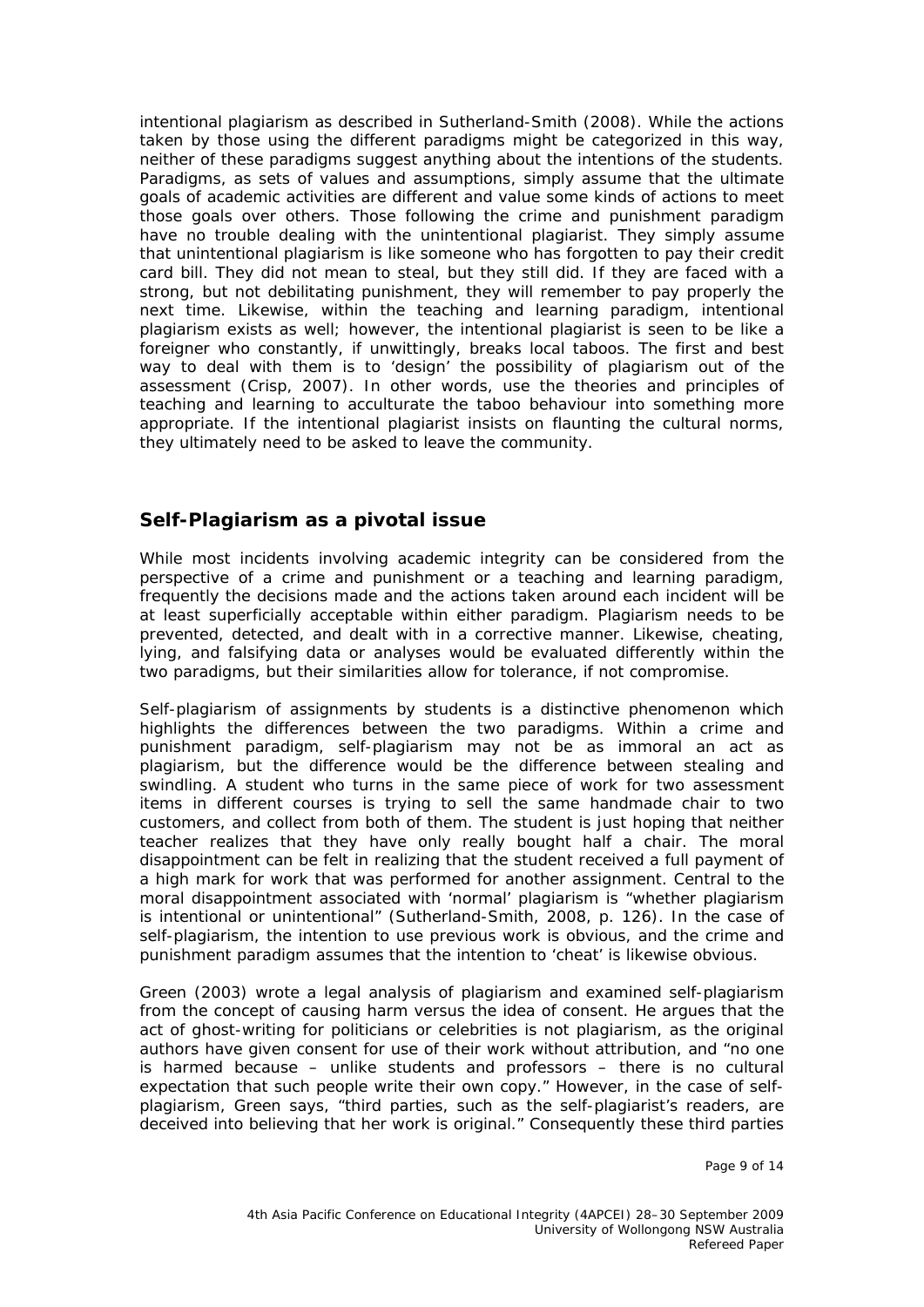intentional plagiarism as described in Sutherland-Smith (2008). While the actions taken by those using the different paradigms might be categorized in this way, neither of these paradigms suggest anything about the intentions of the students. Paradigms, as sets of values and assumptions, simply assume that the ultimate goals of academic activities are different and value some kinds of actions to meet those goals over others. Those following the crime and punishment paradigm have no trouble dealing with the unintentional plagiarist. They simply assume that unintentional plagiarism is like someone who has forgotten to pay their credit card bill. They did not mean to steal, but they still did. If they are faced with a strong, but not debilitating punishment, they will remember to pay properly the next time. Likewise, within the teaching and learning paradigm, intentional plagiarism exists as well; however, the intentional plagiarist is seen to be like a foreigner who constantly, if unwittingly, breaks local taboos. The first and best way to deal with them is to 'design' the possibility of plagiarism out of the assessment (Crisp, 2007). In other words, use the theories and principles of teaching and learning to acculturate the taboo behaviour into something more appropriate. If the intentional plagiarist insists on flaunting the cultural norms, they ultimately need to be asked to leave the community.

## Self-Plagiarism as a pivotal issue

While most incidents involving academic integrity can be considered from the perspective of a crime and punishment or a teaching and learning paradigm, frequently the decisions made and the actions taken around each incident will be at least superficially acceptable within either paradigm. Plagiarism needs to be prevented, detected, and dealt with in a corrective manner. Likewise, cheating, lying, and falsifying data or analyses would be evaluated differently within the two paradigms, but their similarities allow for tolerance, if not compromise.

Self-plagiarism of assignments by students is a distinctive phenomenon which highlights the differences between the two paradigms. Within a crime and punishment paradigm, self-plagiarism may not be as immoral an act as plagiarism, but the difference would be the difference between stealing and swindling. A student who turns in the same piece of work for two assessment items in different courses is trying to sell the same handmade chair to two customers, and collect from both of them. The student is just hoping that neither teacher realizes that they have only really bought half a chair. The moral disappointment can be felt in realizing that the student received a full payment of a high mark for work that was performed for another assignment. Central to the moral disappointment associated with 'normal' plagiarism is "whether plagiarism is intentional or unintentional" (Sutherland-Smith, 2008, p. 126). In the case of self-plagiarism, the intention to use previous work is obvious, and the crime and punishment paradigm assumes that the intention to 'cheat' is likewise obvious.

Green (2003) wrote a legal analysis of plagiarism and examined self-plagiarism from the concept of causing harm versus the idea of consent. He argues that the act of ghost-writing for politicians or celebrities is not plagiarism, as the original authors have given consent for use of their work without attribution, and "no one is harmed because – unlike students and professors – there is no cultural expectation that such people write their own copy." However, in the case of self-plagiarism, Green says, "third parties, such as the self-plagiarist's readers, are deceived into believing that her work is original." Consequently these third parties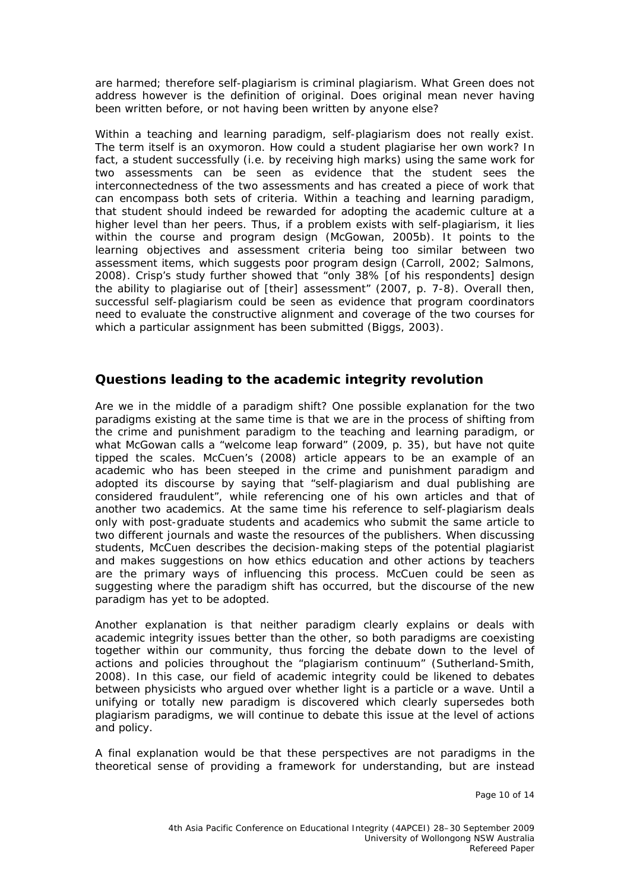are harmed; therefore self-plagiarism is criminal plagiarism. What Green does not address however is the definition of original. Does original mean never having been written before, or not having been written by anyone else?

Within a teaching and learning paradigm, self-plagiarism does not really exist. The term itself is an oxymoron. How could a student plagiarise her own work? In fact, a student successfully (i.e. by receiving high marks) using the same work for two assessments can be seen as evidence that the student sees the interconnectedness of the two assessments and has created a piece of work that can encompass both sets of criteria. Within a teaching and learning paradigm, that student should indeed be rewarded for adopting the academic culture at a higher level than her peers. Thus, if a problem exists with self-plagiarism, it lies within the course and program design (McGowan, 2005b). It points to the learning objectives and assessment criteria being too similar between two assessment items, which suggests poor program design (Carroll, 2002; Salmons, 2008). Crisp's study further showed that "only 38% [of his respondents] design the ability to plagiarise out of [their] assessment" (2007, p. 7-8). Overall then, successful self-plagiarism could be seen as evidence that program coordinators need to evaluate the constructive alignment and coverage of the two courses for which a particular assignment has been submitted (Biggs, 2003).

## Questions leading to the academic integrity revolution

Are we in the middle of a paradigm shift? One possible explanation for the two paradigms existing at the same time is that we are in the process of shifting from the crime and punishment paradigm to the teaching and learning paradigm, or what McGowan calls a "welcome leap forward" (2009, p. 35), but have not quite tipped the scales. McCuen's (2008) article appears to be an example of an academic who has been steeped in the crime and punishment paradigm and adopted its discourse by saying that "self-plagiarism and dual publishing are considered fraudulent", while referencing one of his own articles and that of another two academics. At the same time his reference to self-plagiarism deals only with post-graduate students and academics who submit the same article to two different journals and waste the resources of the publishers. When discussing students, McCuen describes the decision-making steps of the potential plagiarist and makes suggestions on how ethics education and other actions by teachers are the primary ways of influencing this process. McCuen could be seen as suggesting where the paradigm shift has occurred, but the discourse of the new paradigm has yet to be adopted.

Another explanation is that neither paradigm clearly explains or deals with academic integrity issues better than the other, so both paradigms are coexisting together within our community, thus forcing the debate down to the level of actions and policies throughout the "plagiarism continuum" (Sutherland-Smith, 2008). In this case, our field of academic integrity could be likened to debates between physicists who argued over whether light is a particle or a wave. Until a unifying or totally new paradigm is discovered which clearly supersedes both plagiarism paradigms, we will continue to debate this issue at the level of actions and policy.

A final explanation would be that these perspectives are not paradigms in the theoretical sense of providing a framework for understanding, but are instead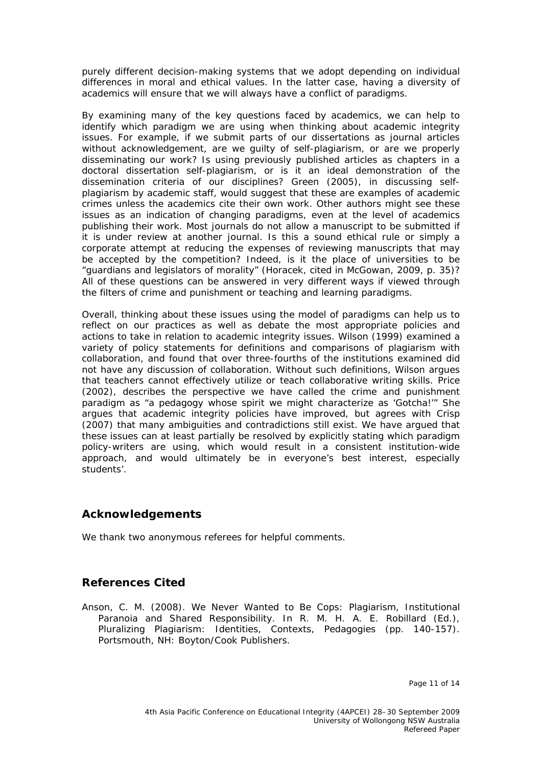purely different decision-making systems that we adopt depending on individual differences in moral and ethical values. In the latter case, having a diversity of academics will ensure that we will always have a conflict of paradigms.

By examining many of the key questions faced by academics, we can help to identify which paradigm we are using when thinking about academic integrity issues. For example, if we submit parts of our dissertations as journal articles without acknowledgement, are we guilty of self-plagiarism, or are we properly disseminating our work? Is using previously published articles as chapters in a doctoral dissertation self-plagiarism, or is it an ideal demonstration of the dissemination criteria of our disciplines? Green (2005), in discussing self-plagiarism by academic staff, would suggest that these are examples of academic crimes unless the academics cite their own work. Other authors might see these issues as an indication of changing paradigms, even at the level of academics publishing their work. Most journals do not allow a manuscript to be submitted if it is under review at another journal. Is this a sound ethical rule or simply a corporate attempt at reducing the expenses of reviewing manuscripts that may be accepted by the competition? Indeed, is it the place of universities to be "guardians and legislators of morality" (Horacek, cited in McGowan, 2009, p. 35)? All of these questions can be answered in very different ways if viewed through the filters of crime and punishment or teaching and learning paradigms.

Overall, thinking about these issues using the model of paradigms can help us to reflect on our practices as well as debate the most appropriate policies and actions to take in relation to academic integrity issues. Wilson (1999) examined a variety of policy statements for definitions and comparisons of plagiarism with collaboration, and found that over three-fourths of the institutions examined did not have any discussion of collaboration. Without such definitions, Wilson argues that teachers cannot effectively utilize or teach collaborative writing skills. Price (2002), describes the perspective we have called the crime and punishment paradigm as "a pedagogy whose spirit we might characterize as 'Gotcha!'" She argues that academic integrity policies have improved, but agrees with Crisp (2007) that many ambiguities and contradictions still exist. We have argued that these issues can at least partially be resolved by explicitly stating which paradigm policy-writers are using, which would result in a consistent institution-wide approach, and would ultimately be in everyone's best interest, especially students'.

## Acknowledgements

We thank two anonymous referees for helpful comments.

## References Cited

Anson, C. M. (2008). We Never Wanted to Be Cops: Plagiarism, Institutional Paranoia and Shared Responsibility. In R. M. H. A. E. Robillard (Ed.), *Pluralizing Plagiarism: Identities, Contexts, Pedagogies* (pp. 140-157). Portsmouth, NH: Boyton/Cook Publishers.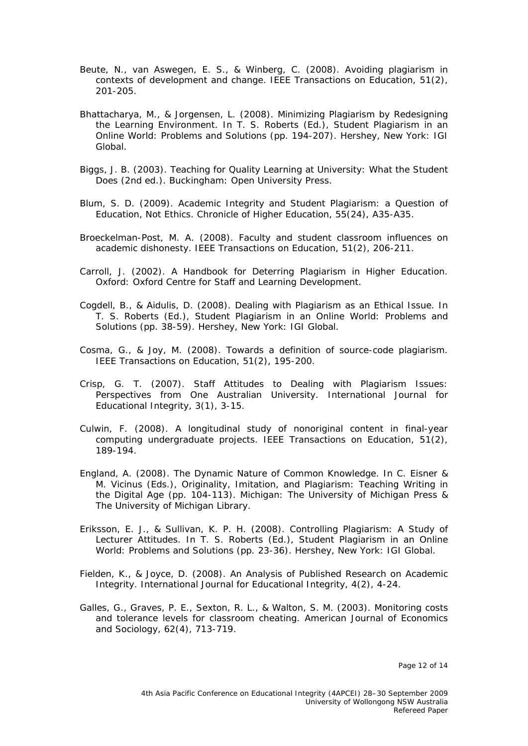Beute, N., van Aswegen, E. S., & Winberg, C. (2008). Avoiding plagiarism in contexts of development and change. *IEEE Transactions on Education, 51*(2), 201-205.

Bhattacharya, M., & Jorgensen, L. (2008). Minimizing Plagiarism by Redesigning the Learning Environment. In T. S. Roberts (Ed.), *Student Plagiarism in an Online World: Problems and Solutions* (pp. 194-207). Hershey, New York: IGI Global.

Biggs, J. B. (2003). *Teaching for Quality Learning at University: What the Student Does* (2nd ed.). Buckingham: Open University Press.

Blum, S. D. (2009). Academic Integrity and Student Plagiarism: a Question of Education, Not Ethics. *Chronicle of Higher Education, 55*(24), A35-A35.

Broeckelman-Post, M. A. (2008). Faculty and student classroom influences on academic dishonesty. *IEEE Transactions on Education, 51*(2), 206-211.

Carroll, J. (2002). *A Handbook for Deterring Plagiarism in Higher Education*. Oxford: Oxford Centre for Staff and Learning Development.

Cogdell, B., & Aidulis, D. (2008). Dealing with Plagiarism as an Ethical Issue. In T. S. Roberts (Ed.), *Student Plagiarism in an Online World: Problems and Solutions* (pp. 38-59). Hershey, New York: IGI Global.

Cosma, G., & Joy, M. (2008). Towards a definition of source-code plagiarism. *IEEE Transactions on Education, 51*(2), 195-200.

Crisp, G. T. (2007). Staff Attitudes to Dealing with Plagiarism Issues: Perspectives from One Australian University. *International Journal for Educational Integrity, 3*(1), 3-15.

Culwin, F. (2008). A longitudinal study of nonoriginal content in final-year computing undergraduate projects. *IEEE Transactions on Education, 51*(2), 189-194.

England, A. (2008). The Dynamic Nature of Common Knowledge. In C. Eisner & M. Vicinus (Eds.), *Originality, Imitation, and Plagiarism: Teaching Writing in the Digital Age* (pp. 104-113). Michigan: The University of Michigan Press & The University of Michigan Library.

Eriksson, E. J., & Sullivan, K. P. H. (2008). Controlling Plagiarism: A Study of Lecturer Attitudes. In T. S. Roberts (Ed.), *Student Plagiarism in an Online World: Problems and Solutions* (pp. 23-36). Hershey, New York: IGI Global.

Fielden, K., & Joyce, D. (2008). An Analysis of Published Research on Academic Integrity. *International Journal for Educational Integrity, 4*(2), 4-24.

Galles, G., Graves, P. E., Sexton, R. L., & Walton, S. M. (2003). Monitoring costs and tolerance levels for classroom cheating. *American Journal of Economics and Sociology, 62*(4), 713-719.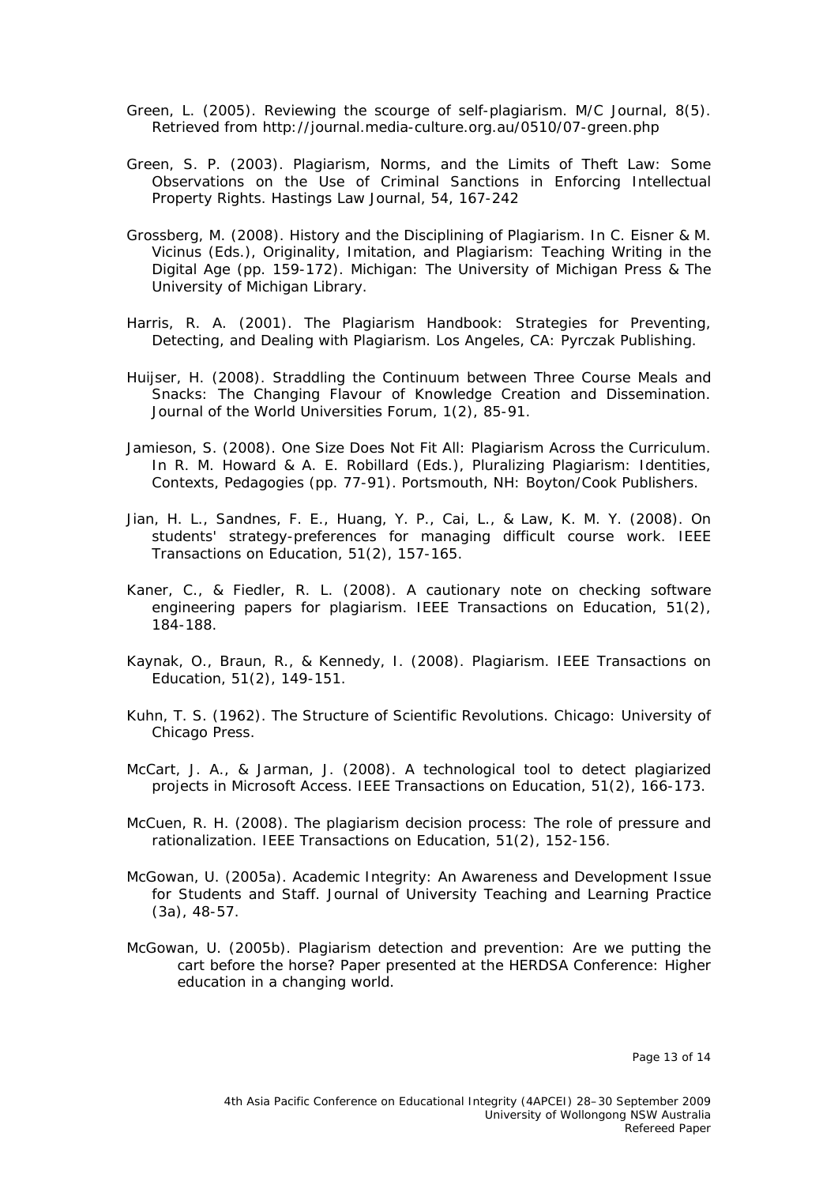Green, L. (2005). Reviewing the scourge of self-plagiarism. *M/C Journal, 8*(5). Retrieved from http://journal.media-culture.org.au/0510/07-green.php

Green, S. P. (2003). Plagiarism, Norms, and the Limits of Theft Law: Some Observations on the Use of Criminal Sanctions in Enforcing Intellectual Property Rights. *Hastings Law Journal, 54*, 167-242

Grossberg, M. (2008). History and the Disciplining of Plagiarism. In C. Eisner & M. Vicinus (Eds.), *Originality, Imitation, and Plagiarism: Teaching Writing in the Digital Age* (pp. 159-172). Michigan: The University of Michigan Press & The University of Michigan Library.

Harris, R. A. (2001). *The Plagiarism Handbook: Strategies for Preventing, Detecting, and Dealing with Plagiarism*. Los Angeles, CA: Pyrczak Publishing.

Huijser, H. (2008). Straddling the Continuum between Three Course Meals and Snacks: The Changing Flavour of Knowledge Creation and Dissemination. *Journal of the World Universities Forum, 1*(2), 85-91.

Jamieson, S. (2008). One Size Does Not Fit All: Plagiarism Across the Curriculum. In R. M. Howard & A. E. Robillard (Eds.), *Pluralizing Plagiarism: Identities, Contexts, Pedagogies* (pp. 77-91). Portsmouth, NH: Boyton/Cook Publishers.

Jian, H. L., Sandnes, F. E., Huang, Y. P., Cai, L., & Law, K. M. Y. (2008). On students' strategy-preferences for managing difficult course work. *IEEE Transactions on Education, 51*(2), 157-165.

Kaner, C., & Fiedler, R. L. (2008). A cautionary note on checking software engineering papers for plagiarism. *IEEE Transactions on Education, 51*(2), 184-188.

Kaynak, O., Braun, R., & Kennedy, I. (2008). Plagiarism. *IEEE Transactions on Education, 51*(2), 149-151.

Kuhn, T. S. (1962). *The Structure of Scientific Revolutions*. Chicago: University of Chicago Press.

McCart, J. A., & Jarman, J. (2008). A technological tool to detect plagiarized projects in Microsoft Access. *IEEE Transactions on Education, 51*(2), 166-173.

McCuen, R. H. (2008). The plagiarism decision process: The role of pressure and rationalization. *IEEE Transactions on Education, 51*(2), 152-156.

McGowan, U. (2005a). Academic Integrity: An Awareness and Development Issue for Students and Staff. *Journal of University Teaching and Learning Practice* (3a), 48-57.

McGowan, U. (2005b). *Plagiarism detection and prevention: Are we putting the cart before the horse?* Paper presented at the HERDSA Conference: Higher education in a changing world.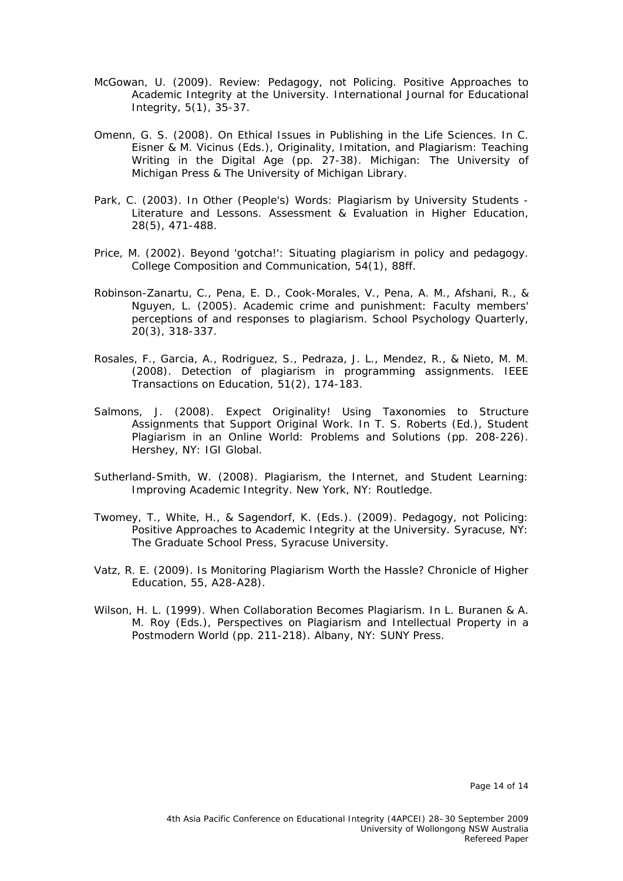McGowan, U. (2009). Review: Pedagogy, not Policing. Positive Approaches to Academic Integrity at the University. International Journal for Educational Integrity, 5(1), 35-37.

Omenn, G. S. (2008). On Ethical Issues in Publishing in the Life Sciences. In C. Eisner & M. Vicinus (Eds.), Originality, Imitation, and Plagiarism: Teaching Writing in the Digital Age (pp. 27-38). Michigan: The University of Michigan Press & The University of Michigan Library.

Park, C. (2003). In Other (People's) Words: Plagiarism by University Students - Literature and Lessons. Assessment & Evaluation in Higher Education, 28(5), 471-488.

Price, M. (2002). Beyond 'gotcha!': Situating plagiarism in policy and pedagogy. College Composition and Communication, 54(1), 88ff.

Robinson-Zanartu, C., Pena, E. D., Cook-Morales, V., Pena, A. M., Afshani, R., & Nguyen, L. (2005). Academic crime and punishment: Faculty members' perceptions of and responses to plagiarism. School Psychology Quarterly, 20(3), 318-337.

Rosales, F., Garcia, A., Rodriguez, S., Pedraza, J. L., Mendez, R., & Nieto, M. M. (2008). Detection of plagiarism in programming assignments. IEEE Transactions on Education, 51(2), 174-183.

Salmons, J. (2008). Expect Originality! Using Taxonomies to Structure Assignments that Support Original Work. In T. S. Roberts (Ed.), Student Plagiarism in an Online World: Problems and Solutions (pp. 208-226). Hershey, NY: IGI Global.

Sutherland-Smith, W. (2008). Plagiarism, the Internet, and Student Learning: Improving Academic Integrity. New York, NY: Routledge.

Twomey, T., White, H., & Sagendorf, K. (Eds.). (2009). Pedagogy, not Policing: Positive Approaches to Academic Integrity at the University. Syracuse, NY: The Graduate School Press, Syracuse University.

Vatz, R. E. (2009). Is Monitoring Plagiarism Worth the Hassle? Chronicle of Higher Education, 55, A28-A28).

Wilson, H. L. (1999). When Collaboration Becomes Plagiarism. In L. Buranen & A. M. Roy (Eds.), Perspectives on Plagiarism and Intellectual Property in a Postmodern World (pp. 211-218). Albany, NY: SUNY Press.